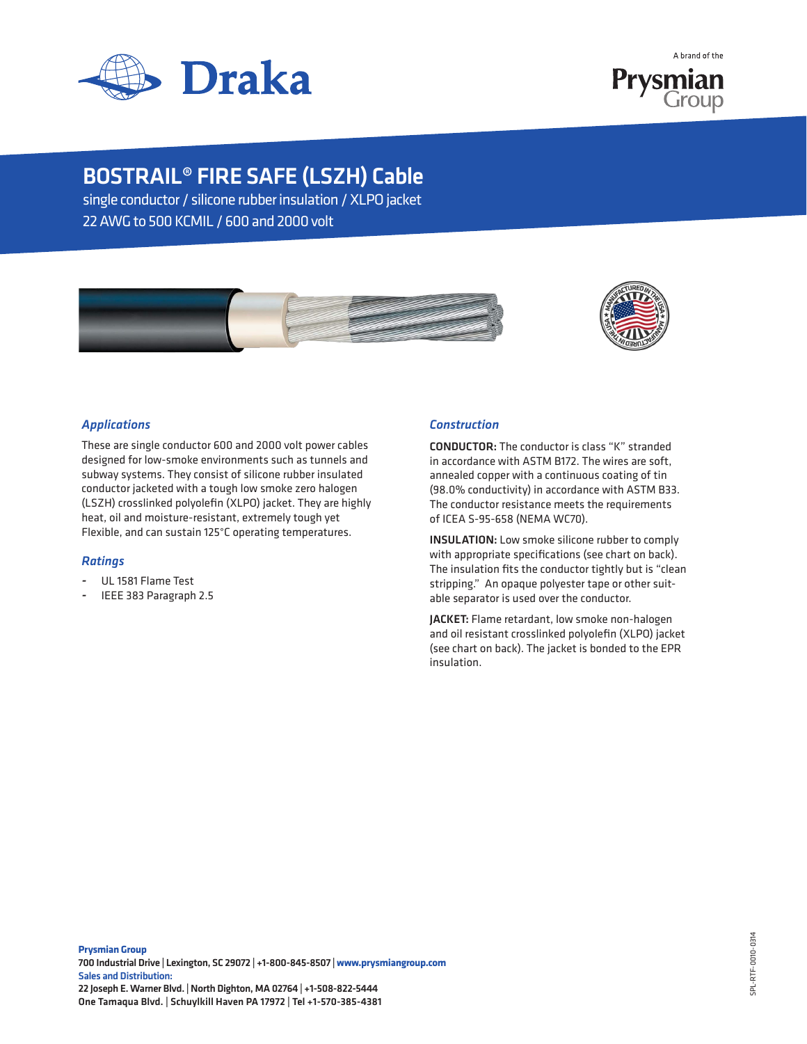Draka

A brand of the Prysmian Group

# BOSTRAIL® FIRE SAFE (LSZH) Cable

single conductor / silicone rubber insulation / XLPO jacket
22 AWG to 500 KCMIL / 600 and 2000 volt

## *Applications*

These are single conductor 600 and 2000 volt power cables designed for low-smoke environments such as tunnels and subway systems. They consist of silicone rubber insulated conductor jacketed with a tough low smoke zero halogen (LSZH) crosslinked polyolefin (XLPO) jacket. They are highly heat, oil and moisture-resistant, extremely tough yet Flexible, and can sustain 125°C operating temperatures.

## *Ratings*

- UL 1581 Flame Test
- IEEE 383 Paragraph 2.5

## *Construction*

**CONDUCTOR:** The conductor is class "K" stranded in accordance with ASTM B172. The wires are soft, annealed copper with a continuous coating of tin (98.0% conductivity) in accordance with ASTM B33. The conductor resistance meets the requirements of ICEA S-95-658 (NEMA WC70).

**INSULATION:** Low smoke silicone rubber to comply with appropriate specifications (see chart on back). The insulation fits the conductor tightly but is "clean stripping." An opaque polyester tape or other suitable separator is used over the conductor.

**JACKET:** Flame retardant, low smoke non-halogen and oil resistant crosslinked polyolefin (XLPO) jacket (see chart on back). The jacket is bonded to the EPR insulation.

**Prysmian Group**
**700 Industrial Drive | Lexington, SC 29072 | +1-800-845-8507 | www.prysmiangroup.com**
**Sales and Distribution:**
**22 Joseph E. Warner Blvd. | North Dighton, MA 02764 | +1-508-822-5444**
**One Tamaqua Blvd. | Schuylkill Haven PA 17972 | Tel +1-570-385-4381**

SPL-RTF-0010-0314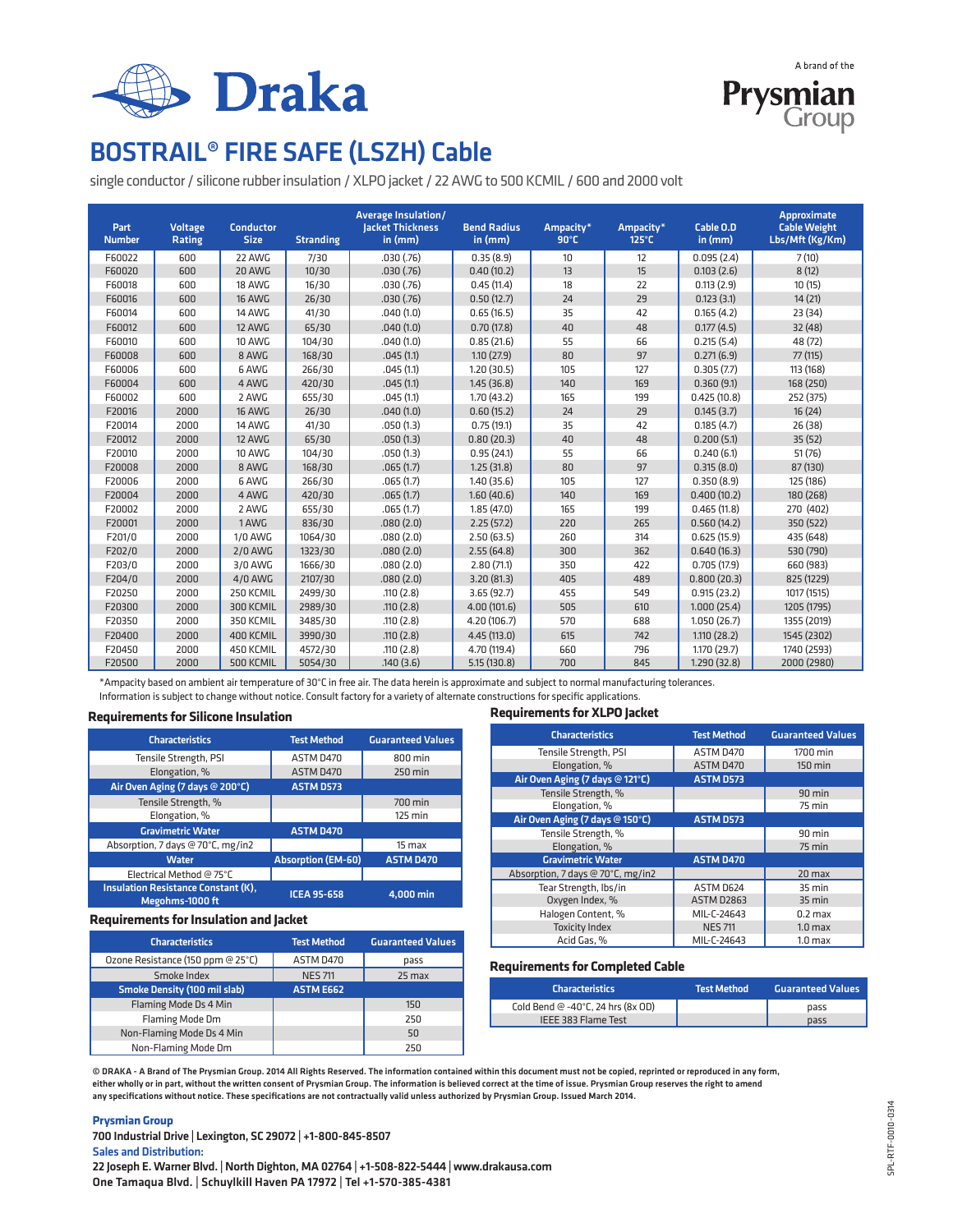Draka

A brand of the Prysmian Group

# BOSTRAIL® FIRE SAFE (LSZH) Cable

single conductor / silicone rubber insulation / XLPO jacket / 22 AWG to 500 KCMIL / 600 and 2000 volt

| Part Number | Voltage Rating | Conductor Size | Stranding | Average Insulation/ Jacket Thickness in (mm) | Bend Radius in (mm) | Ampacity* 90°C | Ampacity* 125°C | Cable O.D in (mm) | Approximate Cable Weight Lbs/Mft (Kg/Km) |
|---|---|---|---|---|---|---|---|---|---|
| F60022 | 600 | 22 AWG | 7/30 | .030 (.76) | 0.35 (8.9) | 10 | 12 | 0.095 (2.4) | 7 (10) |
| F60020 | 600 | 20 AWG | 10/30 | .030 (.76) | 0.40 (10.2) | 13 | 15 | 0.103 (2.6) | 8 (12) |
| F60018 | 600 | 18 AWG | 16/30 | .030 (.76) | 0.45 (11.4) | 18 | 22 | 0.113 (2.9) | 10 (15) |
| F60016 | 600 | 16 AWG | 26/30 | .030 (.76) | 0.50 (12.7) | 24 | 29 | 0.123 (3.1) | 14 (21) |
| F60014 | 600 | 14 AWG | 41/30 | .040 (1.0) | 0.65 (16.5) | 35 | 42 | 0.165 (4.2) | 23 (34) |
| F60012 | 600 | 12 AWG | 65/30 | .040 (1.0) | 0.70 (17.8) | 40 | 48 | 0.177 (4.5) | 32 (48) |
| F60010 | 600 | 10 AWG | 104/30 | .040 (1.0) | 0.85 (21.6) | 55 | 66 | 0.215 (5.4) | 48 (72) |
| F60008 | 600 | 8 AWG | 168/30 | .045 (1.1) | 1.10 (27.9) | 80 | 97 | 0.271 (6.9) | 77 (115) |
| F60006 | 600 | 6 AWG | 266/30 | .045 (1.1) | 1.20 (30.5) | 105 | 127 | 0.305 (7.7) | 113 (168) |
| F60004 | 600 | 4 AWG | 420/30 | .045 (1.1) | 1.45 (36.8) | 140 | 169 | 0.360 (9.1) | 168 (250) |
| F60002 | 600 | 2 AWG | 655/30 | .045 (1.1) | 1.70 (43.2) | 165 | 199 | 0.425 (10.8) | 252 (375) |
| F20016 | 2000 | 16 AWG | 26/30 | .040 (1.0) | 0.60 (15.2) | 24 | 29 | 0.145 (3.7) | 16 (24) |
| F20014 | 2000 | 14 AWG | 41/30 | .050 (1.3) | 0.75 (19.1) | 35 | 42 | 0.185 (4.7) | 26 (38) |
| F20012 | 2000 | 12 AWG | 65/30 | .050 (1.3) | 0.80 (20.3) | 40 | 48 | 0.200 (5.1) | 35 (52) |
| F20010 | 2000 | 10 AWG | 104/30 | .050 (1.3) | 0.95 (24.1) | 55 | 66 | 0.240 (6.1) | 51 (76) |
| F20008 | 2000 | 8 AWG | 168/30 | .065 (1.7) | 1.25 (31.8) | 80 | 97 | 0.315 (8.0) | 87 (130) |
| F20006 | 2000 | 6 AWG | 266/30 | .065 (1.7) | 1.40 (35.6) | 105 | 127 | 0.350 (8.9) | 125 (186) |
| F20004 | 2000 | 4 AWG | 420/30 | .065 (1.7) | 1.60 (40.6) | 140 | 169 | 0.400 (10.2) | 180 (268) |
| F20002 | 2000 | 2 AWG | 655/30 | .065 (1.7) | 1.85 (47.0) | 165 | 199 | 0.465 (11.8) | 270 (402) |
| F20001 | 2000 | 1 AWG | 836/30 | .080 (2.0) | 2.25 (57.2) | 220 | 265 | 0.560 (14.2) | 350 (522) |
| F201/0 | 2000 | 1/0 AWG | 1064/30 | .080 (2.0) | 2.50 (63.5) | 260 | 314 | 0.625 (15.9) | 435 (648) |
| F202/0 | 2000 | 2/0 AWG | 1323/30 | .080 (2.0) | 2.55 (64.8) | 300 | 362 | 0.640 (16.3) | 530 (790) |
| F203/0 | 2000 | 3/0 AWG | 1666/30 | .080 (2.0) | 2.80 (71.1) | 350 | 422 | 0.705 (17.9) | 660 (983) |
| F204/0 | 2000 | 4/0 AWG | 2107/30 | .080 (2.0) | 3.20 (81.3) | 405 | 489 | 0.800 (20.3) | 825 (1229) |
| F20250 | 2000 | 250 KCMIL | 2499/30 | .110 (2.8) | 3.65 (92.7) | 455 | 549 | 0.915 (23.2) | 1017 (1515) |
| F20300 | 2000 | 300 KCMIL | 2989/30 | .110 (2.8) | 4.00 (101.6) | 505 | 610 | 1.000 (25.4) | 1205 (1795) |
| F20350 | 2000 | 350 KCMIL | 3485/30 | .110 (2.8) | 4.20 (106.7) | 570 | 688 | 1.050 (26.7) | 1355 (2019) |
| F20400 | 2000 | 400 KCMIL | 3990/30 | .110 (2.8) | 4.45 (113.0) | 615 | 742 | 1.110 (28.2) | 1545 (2302) |
| F20450 | 2000 | 450 KCMIL | 4572/30 | .110 (2.8) | 4.70 (119.4) | 660 | 796 | 1.170 (29.7) | 1740 (2593) |
| F20500 | 2000 | 500 KCMIL | 5054/30 | .140 (3.6) | 5.15 (130.8) | 700 | 845 | 1.290 (32.8) | 2000 (2980) |

*Ampacity based on ambient air temperature of 30°C in free air. The data herein is approximate and subject to normal manufacturing tolerances.
Information is subject to change without notice. Consult factory for a variety of alternate constructions for specific applications.

### Requirements for Silicone Insulation

| Characteristics | Test Method | Guaranteed Values |
|---|---|---|
| Tensile Strength, PSI | ASTM D470 | 800 min |
| Elongation, % | ASTM D470 | 250 min |
| **Air Oven Aging (7 days @ 200°C)** | **ASTM D573** | |
| Tensile Strength, % | | 700 min |
| Elongation, % | | 125 min |
| **Gravimetric Water** | **ASTM D470** | |
| Absorption, 7 days @ 70°C, mg/in2 | | 15 max |
| **Water** | **Absorption (EM-60)** | **ASTM D470** |
| Electrical Method @ 75°C | | |
| **Insulation Resistance Constant (K), Megohms-1000 ft** | **ICEA 95-658** | **4,000 min** |

### Requirements for Insulation and Jacket

| Characteristics | Test Method | Guaranteed Values |
|---|---|---|
| Ozone Resistance (150 ppm @ 25°C) | ASTM D470 | pass |
| Smoke Index | NES 711 | 25 max |
| **Smoke Density (100 mil slab)** | **ASTM E662** | |
| Flaming Mode Ds 4 Min | | 150 |
| Flaming Mode Dm | | 250 |
| Non-Flaming Mode Ds 4 Min | | 50 |
| Non-Flaming Mode Dm | | 250 |

### Requirements for XLPO Jacket

| Characteristics | Test Method | Guaranteed Values |
|---|---|---|
| Tensile Strength, PSI | ASTM D470 | 1700 min |
| Elongation, % | ASTM D470 | 150 min |
| **Air Oven Aging (7 days @ 121°C)** | **ASTM D573** | |
| Tensile Strength, % | | 90 min |
| Elongation, % | | 75 min |
| **Air Oven Aging (7 days @ 150°C)** | **ASTM D573** | |
| Tensile Strength, % | | 90 min |
| Elongation, % | | 75 min |
| **Gravimetric Water** | **ASTM D470** | |
| Absorption, 7 days @ 70°C, mg/in2 | | 20 max |
| Tear Strength, lbs/in | ASTM D624 | 35 min |
| Oxygen Index, % | ASTM D2863 | 35 min |
| Halogen Content, % | MIL-C-24643 | 0.2 max |
| Toxicity Index | NES 711 | 1.0 max |
| Acid Gas, % | MIL-C-24643 | 1.0 max |

### Requirements for Completed Cable

| Characteristics | Test Method | Guaranteed Values |
|---|---|---|
| Cold Bend @ -40°C, 24 hrs (8x OD) | | pass |
| IEEE 383 Flame Test | | pass |

**© DRAKA - A Brand of The Prysmian Group. 2014 All Rights Reserved. The information contained within this document must not be copied, reprinted or reproduced in any form, either wholly or in part, without the written consent of Prysmian Group. The information is believed correct at the time of issue. Prysmian Group reserves the right to amend any specifications without notice. These specifications are not contractually valid unless authorized by Prysmian Group. Issued March 2014.**

**Prysmian Group**
**700 Industrial Drive | Lexington, SC 29072 | +1-800-845-8507**
**Sales and Distribution:**
**22 Joseph E. Warner Blvd. | North Dighton, MA 02764 | +1-508-822-5444 | www.drakausa.com**
**One Tamaqua Blvd. | Schuylkill Haven PA 17972 | Tel +1-570-385-4381**

SPL-RTF-0010-0314